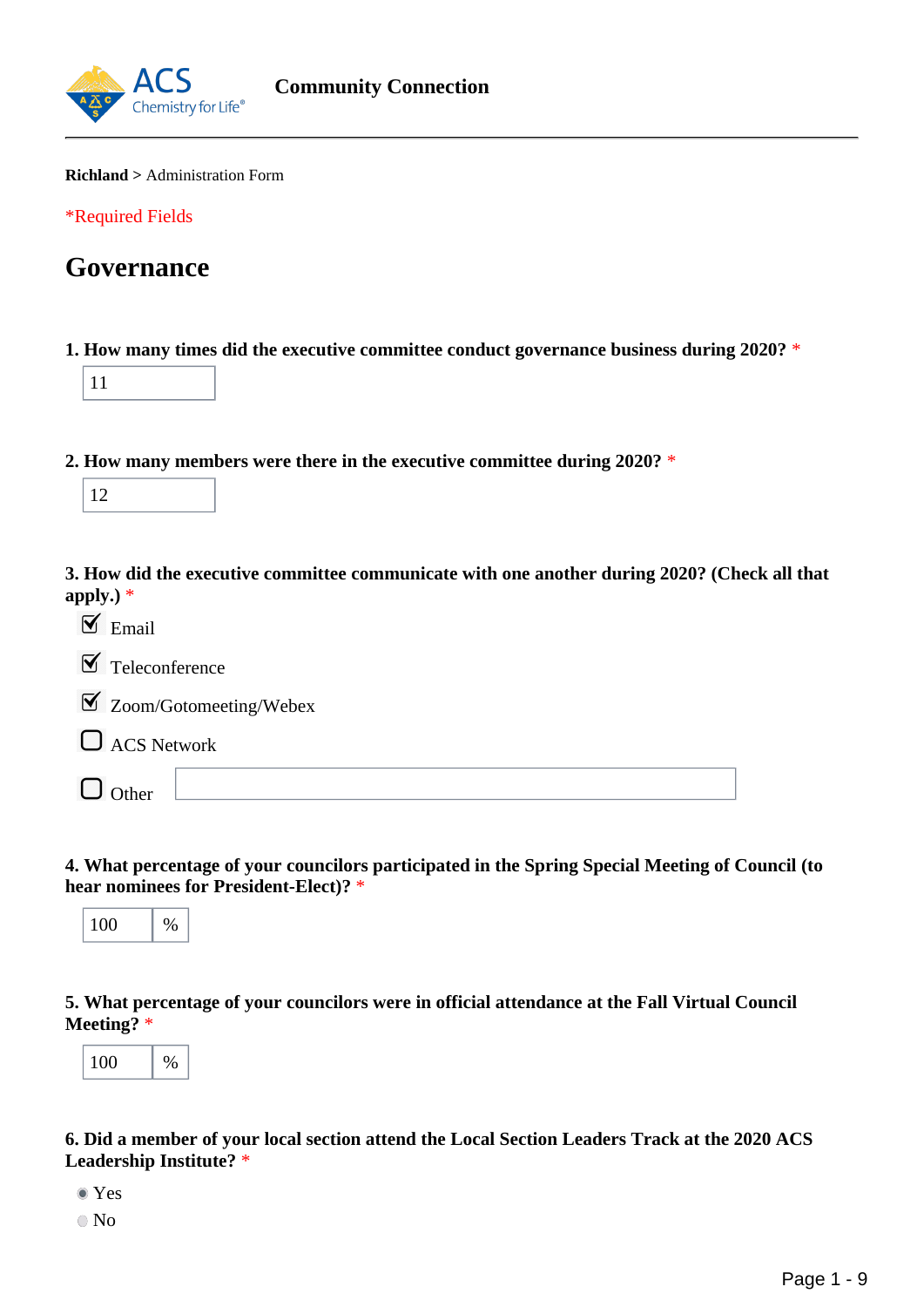ACS Chemistry for Life®

**Community Connection**

**Richland** > Administration Form

*Required Fields

# Governance

**1. How many times did the executive committee conduct governance business during 2020?** *

11

**2. How many members were there in the executive committee during 2020?** *

12

**3. How did the executive committee communicate with one another during 2020? (Check all that apply.)** *

- [x] Email
- [x] Teleconference
- [x] Zoom/Gotomeeting/Webex
- [ ] ACS Network
- [ ] Other

**4. What percentage of your councilors participated in the Spring Special Meeting of Council (to hear nominees for President-Elect)?** *

100 %

**5. What percentage of your councilors were in official attendance at the Fall Virtual Council Meeting?** *

100 %

**6. Did a member of your local section attend the Local Section Leaders Track at the 2020 ACS Leadership Institute?** *

- (x) Yes
- ( ) No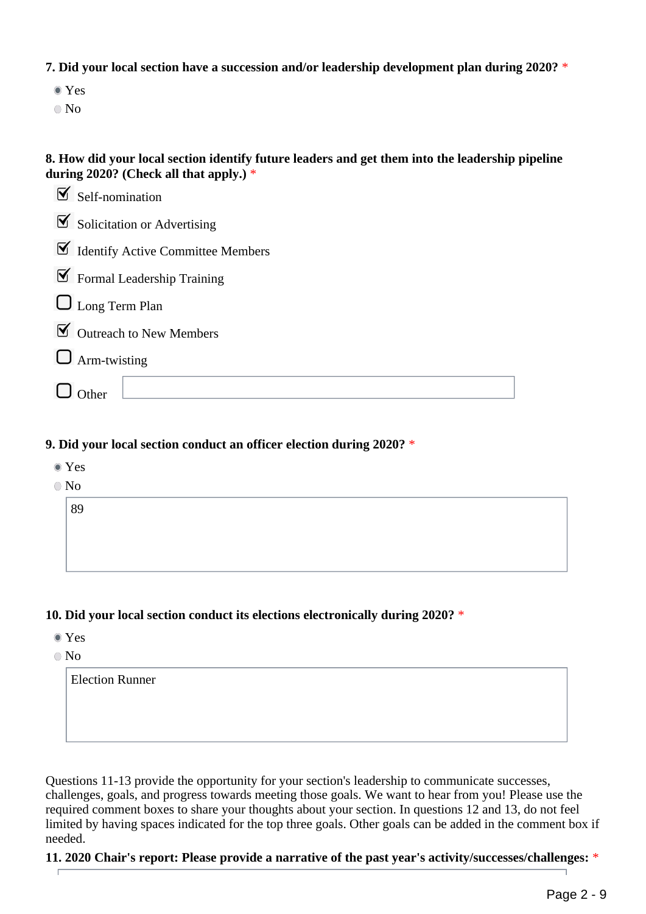**7. Did your local section have a succession and/or leadership development plan during 2020?** *

- (●) Yes
- ( ) No

**8. How did your local section identify future leaders and get them into the leadership pipeline during 2020? (Check all that apply.)** *

- [x] Self-nomination
- [x] Solicitation or Advertising
- [x] Identify Active Committee Members
- [x] Formal Leadership Training
- [ ] Long Term Plan
- [x] Outreach to New Members
- [ ] Arm-twisting
- [ ] Other

**9. Did your local section conduct an officer election during 2020?** *

- (●) Yes
- ( ) No

89

**10. Did your local section conduct its elections electronically during 2020?** *

- (●) Yes
- ( ) No

Election Runner

Questions 11-13 provide the opportunity for your section's leadership to communicate successes, challenges, goals, and progress towards meeting those goals. We want to hear from you! Please use the required comment boxes to share your thoughts about your section. In questions 12 and 13, do not feel limited by having spaces indicated for the top three goals. Other goals can be added in the comment box if needed.

**11. 2020 Chair's report: Please provide a narrative of the past year's activity/successes/challenges:** *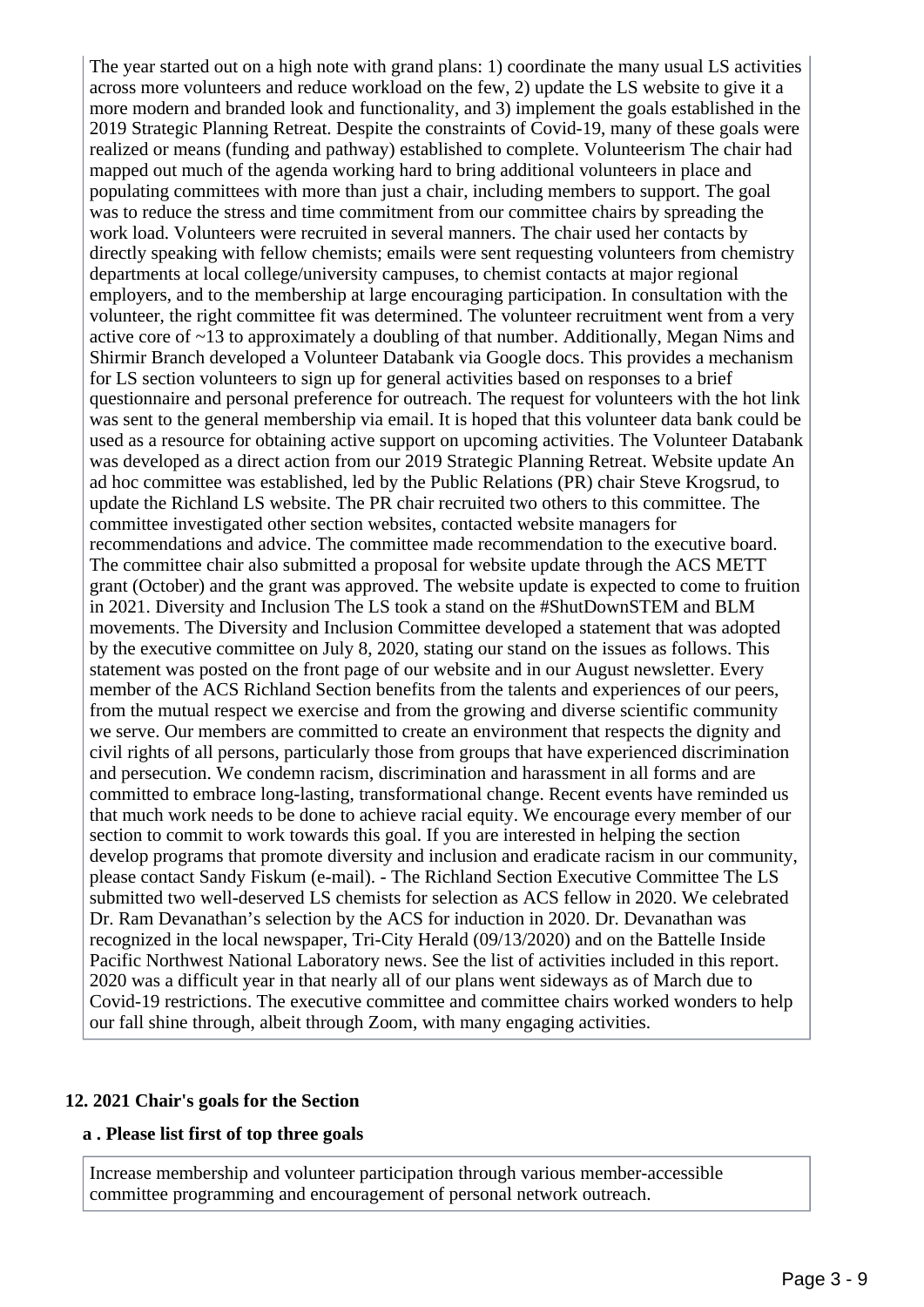The year started out on a high note with grand plans: 1) coordinate the many usual LS activities across more volunteers and reduce workload on the few, 2) update the LS website to give it a more modern and branded look and functionality, and 3) implement the goals established in the 2019 Strategic Planning Retreat. Despite the constraints of Covid-19, many of these goals were realized or means (funding and pathway) established to complete. Volunteerism The chair had mapped out much of the agenda working hard to bring additional volunteers in place and populating committees with more than just a chair, including members to support. The goal was to reduce the stress and time commitment from our committee chairs by spreading the work load. Volunteers were recruited in several manners. The chair used her contacts by directly speaking with fellow chemists; emails were sent requesting volunteers from chemistry departments at local college/university campuses, to chemist contacts at major regional employers, and to the membership at large encouraging participation. In consultation with the volunteer, the right committee fit was determined. The volunteer recruitment went from a very active core of ~13 to approximately a doubling of that number. Additionally, Megan Nims and Shirmir Branch developed a Volunteer Databank via Google docs. This provides a mechanism for LS section volunteers to sign up for general activities based on responses to a brief questionnaire and personal preference for outreach. The request for volunteers with the hot link was sent to the general membership via email. It is hoped that this volunteer data bank could be used as a resource for obtaining active support on upcoming activities. The Volunteer Databank was developed as a direct action from our 2019 Strategic Planning Retreat. Website update An ad hoc committee was established, led by the Public Relations (PR) chair Steve Krogsrud, to update the Richland LS website. The PR chair recruited two others to this committee. The committee investigated other section websites, contacted website managers for recommendations and advice. The committee made recommendation to the executive board. The committee chair also submitted a proposal for website update through the ACS METT grant (October) and the grant was approved. The website update is expected to come to fruition in 2021. Diversity and Inclusion The LS took a stand on the #ShutDownSTEM and BLM movements. The Diversity and Inclusion Committee developed a statement that was adopted by the executive committee on July 8, 2020, stating our stand on the issues as follows. This statement was posted on the front page of our website and in our August newsletter. Every member of the ACS Richland Section benefits from the talents and experiences of our peers, from the mutual respect we exercise and from the growing and diverse scientific community we serve. Our members are committed to create an environment that respects the dignity and civil rights of all persons, particularly those from groups that have experienced discrimination and persecution. We condemn racism, discrimination and harassment in all forms and are committed to embrace long-lasting, transformational change. Recent events have reminded us that much work needs to be done to achieve racial equity. We encourage every member of our section to commit to work towards this goal. If you are interested in helping the section develop programs that promote diversity and inclusion and eradicate racism in our community, please contact Sandy Fiskum (e-mail). - The Richland Section Executive Committee The LS submitted two well-deserved LS chemists for selection as ACS fellow in 2020. We celebrated Dr. Ram Devanathan's selection by the ACS for induction in 2020. Dr. Devanathan was recognized in the local newspaper, Tri-City Herald (09/13/2020) and on the Battelle Inside Pacific Northwest National Laboratory news. See the list of activities included in this report. 2020 was a difficult year in that nearly all of our plans went sideways as of March due to Covid-19 restrictions. The executive committee and committee chairs worked wonders to help our fall shine through, albeit through Zoom, with many engaging activities.

## 12. 2021 Chair's goals for the Section

### a . Please list first of top three goals

Increase membership and volunteer participation through various member-accessible committee programming and encouragement of personal network outreach.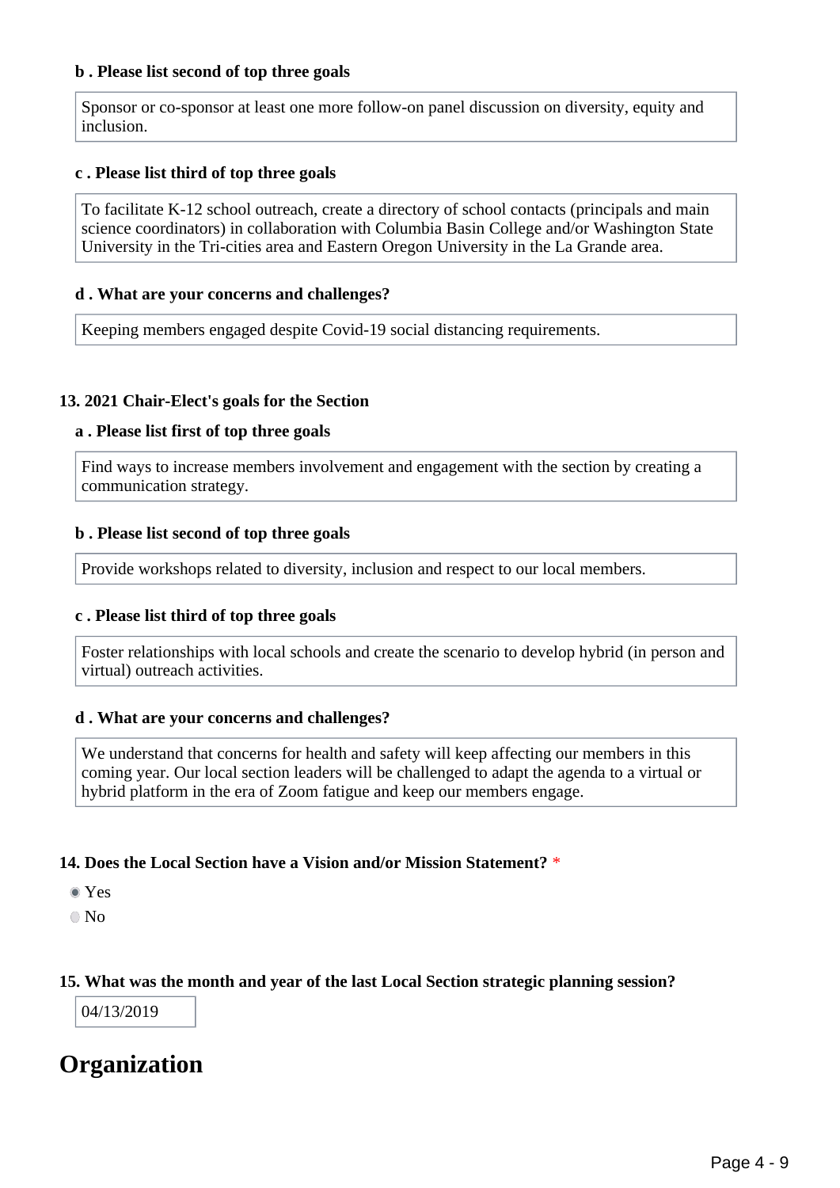**b . Please list second of top three goals**

Sponsor or co-sponsor at least one more follow-on panel discussion on diversity, equity and inclusion.

**c . Please list third of top three goals**

To facilitate K-12 school outreach, create a directory of school contacts (principals and main science coordinators) in collaboration with Columbia Basin College and/or Washington State University in the Tri-cities area and Eastern Oregon University in the La Grande area.

**d . What are your concerns and challenges?**

Keeping members engaged despite Covid-19 social distancing requirements.

**13. 2021 Chair-Elect's goals for the Section**

**a . Please list first of top three goals**

Find ways to increase members involvement and engagement with the section by creating a communication strategy.

**b . Please list second of top three goals**

Provide workshops related to diversity, inclusion and respect to our local members.

**c . Please list third of top three goals**

Foster relationships with local schools and create the scenario to develop hybrid (in person and virtual) outreach activities.

**d . What are your concerns and challenges?**

We understand that concerns for health and safety will keep affecting our members in this coming year. Our local section leaders will be challenged to adapt the agenda to a virtual or hybrid platform in the era of Zoom fatigue and keep our members engage.

**14. Does the Local Section have a Vision and/or Mission Statement?** *

- (x) Yes
- ( ) No

**15. What was the month and year of the last Local Section strategic planning session?**

04/13/2019

# Organization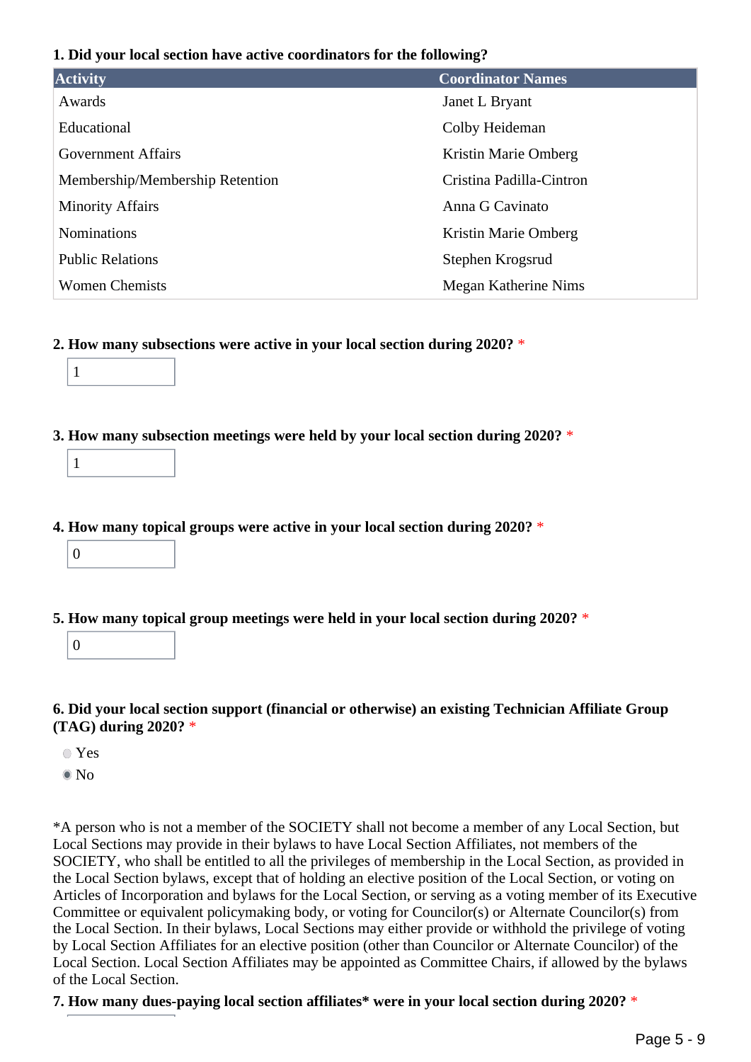**1. Did your local section have active coordinators for the following?**

| Activity | Coordinator Names |
| --- | --- |
| Awards | Janet L Bryant |
| Educational | Colby Heideman |
| Government Affairs | Kristin Marie Omberg |
| Membership/Membership Retention | Cristina Padilla-Cintron |
| Minority Affairs | Anna G Cavinato |
| Nominations | Kristin Marie Omberg |
| Public Relations | Stephen Krogsrud |
| Women Chemists | Megan Katherine Nims |

**2. How many subsections were active in your local section during 2020?** *

1

**3. How many subsection meetings were held by your local section during 2020?** *

1

**4. How many topical groups were active in your local section during 2020?** *

0

**5. How many topical group meetings were held in your local section during 2020?** *

0

**6. Did your local section support (financial or otherwise) an existing Technician Affiliate Group (TAG) during 2020?** *

- ○ Yes
- ● No

*A person who is not a member of the SOCIETY shall not become a member of any Local Section, but Local Sections may provide in their bylaws to have Local Section Affiliates, not members of the SOCIETY, who shall be entitled to all the privileges of membership in the Local Section, as provided in the Local Section bylaws, except that of holding an elective position of the Local Section, or voting on Articles of Incorporation and bylaws for the Local Section, or serving as a voting member of its Executive Committee or equivalent policymaking body, or voting for Councilor(s) or Alternate Councilor(s) from the Local Section. In their bylaws, Local Sections may either provide or withhold the privilege of voting by Local Section Affiliates for an elective position (other than Councilor or Alternate Councilor) of the Local Section. Local Section Affiliates may be appointed as Committee Chairs, if allowed by the bylaws of the Local Section.

**7. How many dues-paying local section affiliates* were in your local section during 2020?** *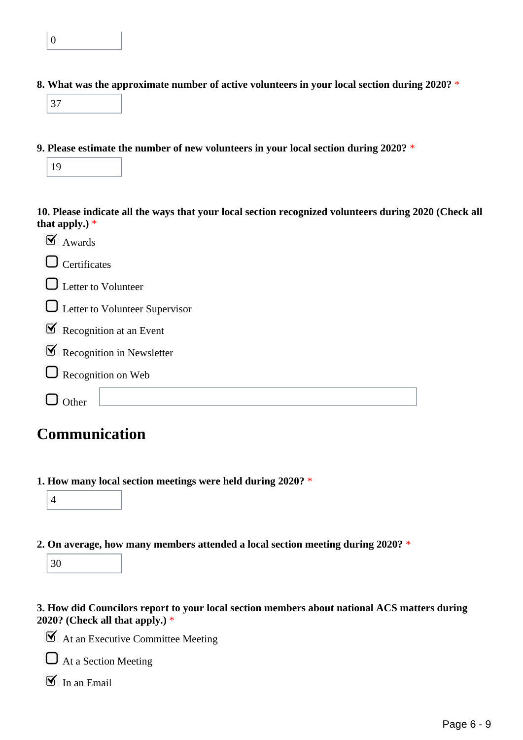0

**8. What was the approximate number of active volunteers in your local section during 2020?** *

37

**9. Please estimate the number of new volunteers in your local section during 2020?** *

19

**10. Please indicate all the ways that your local section recognized volunteers during 2020 (Check all that apply.)** *

- [x] Awards
- [ ] Certificates
- [ ] Letter to Volunteer
- [ ] Letter to Volunteer Supervisor
- [x] Recognition at an Event
- [x] Recognition in Newsletter
- [ ] Recognition on Web
- [ ] Other

# Communication

**1. How many local section meetings were held during 2020?** *

4

**2. On average, how many members attended a local section meeting during 2020?** *

30

**3. How did Councilors report to your local section members about national ACS matters during 2020? (Check all that apply.)** *

- [x] At an Executive Committee Meeting
- [ ] At a Section Meeting
- [x] In an Email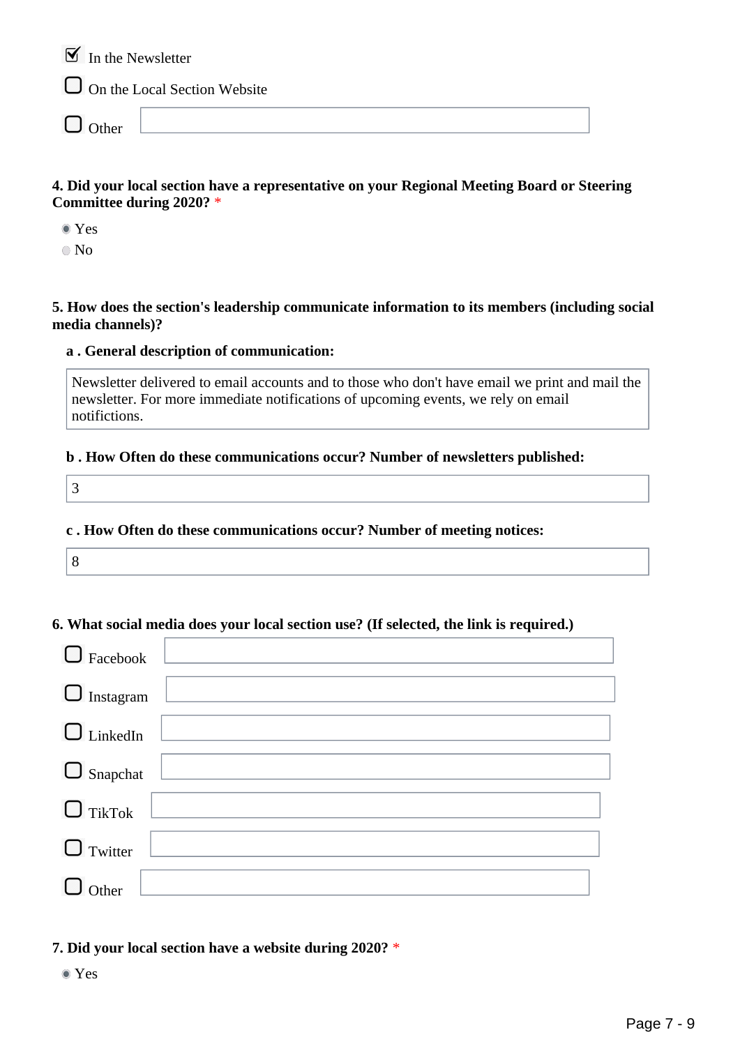- [x] In the Newsletter
- [ ] On the Local Section Website
- [ ] Other

**4. Did your local section have a representative on your Regional Meeting Board or Steering Committee during 2020?** *

- (•) Yes
- ( ) No

**5. How does the section's leadership communicate information to its members (including social media channels)?**

**a . General description of communication:**

Newsletter delivered to email accounts and to those who don't have email we print and mail the newsletter. For more immediate notifications of upcoming events, we rely on email notifictions.

**b . How Often do these communications occur? Number of newsletters published:**

3

**c . How Often do these communications occur? Number of meeting notices:**

8

**6. What social media does your local section use? (If selected, the link is required.)**

- [ ] Facebook
- [ ] Instagram
- [ ] LinkedIn
- [ ] Snapchat
- [ ] TikTok
- [ ] Twitter
- [ ] Other

**7. Did your local section have a website during 2020?** *

- (•) Yes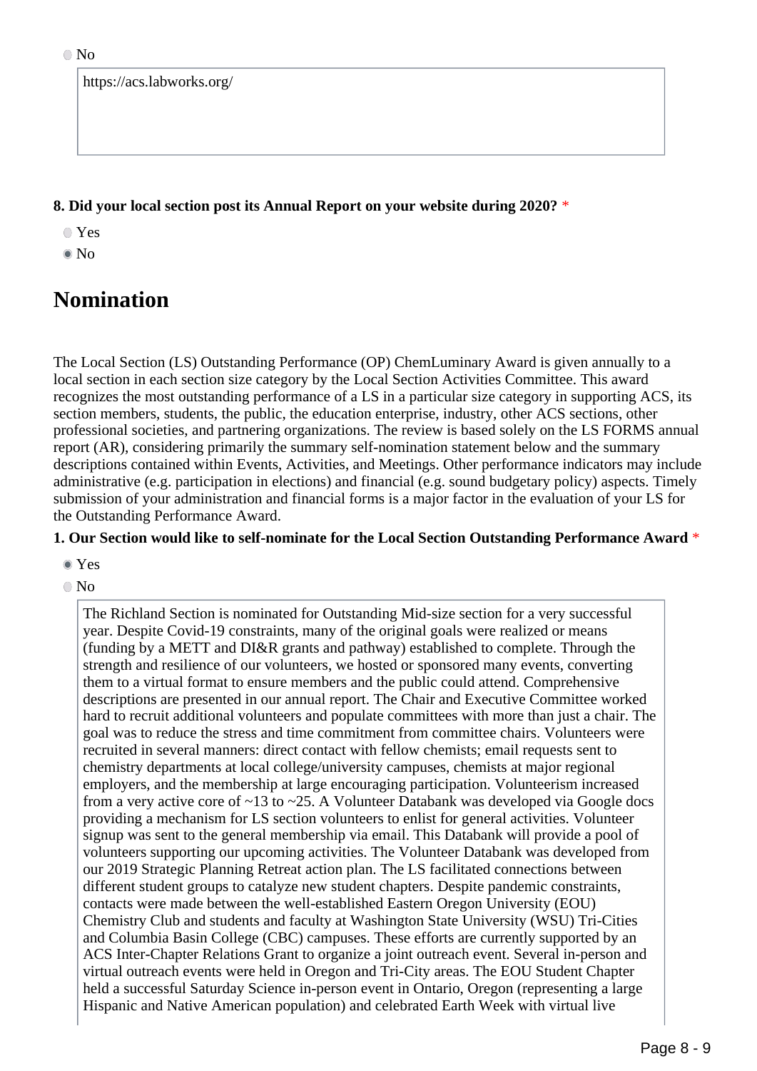○ No

https://acs.labworks.org/

**8. Did your local section post its Annual Report on your website during 2020?** *

○ Yes

● No

# Nomination

The Local Section (LS) Outstanding Performance (OP) ChemLuminary Award is given annually to a local section in each section size category by the Local Section Activities Committee. This award recognizes the most outstanding performance of a LS in a particular size category in supporting ACS, its section members, students, the public, the education enterprise, industry, other ACS sections, other professional societies, and partnering organizations. The review is based solely on the LS FORMS annual report (AR), considering primarily the summary self-nomination statement below and the summary descriptions contained within Events, Activities, and Meetings. Other performance indicators may include administrative (e.g. participation in elections) and financial (e.g. sound budgetary policy) aspects. Timely submission of your administration and financial forms is a major factor in the evaluation of your LS for the Outstanding Performance Award.

**1. Our Section would like to self-nominate for the Local Section Outstanding Performance Award** *

● Yes

○ No

The Richland Section is nominated for Outstanding Mid-size section for a very successful year. Despite Covid-19 constraints, many of the original goals were realized or means (funding by a METT and DI&R grants and pathway) established to complete. Through the strength and resilience of our volunteers, we hosted or sponsored many events, converting them to a virtual format to ensure members and the public could attend. Comprehensive descriptions are presented in our annual report. The Chair and Executive Committee worked hard to recruit additional volunteers and populate committees with more than just a chair. The goal was to reduce the stress and time commitment from committee chairs. Volunteers were recruited in several manners: direct contact with fellow chemists; email requests sent to chemistry departments at local college/university campuses, chemists at major regional employers, and the membership at large encouraging participation. Volunteerism increased from a very active core of ~13 to ~25. A Volunteer Databank was developed via Google docs providing a mechanism for LS section volunteers to enlist for general activities. Volunteer signup was sent to the general membership via email. This Databank will provide a pool of volunteers supporting our upcoming activities. The Volunteer Databank was developed from our 2019 Strategic Planning Retreat action plan. The LS facilitated connections between different student groups to catalyze new student chapters. Despite pandemic constraints, contacts were made between the well-established Eastern Oregon University (EOU) Chemistry Club and students and faculty at Washington State University (WSU) Tri-Cities and Columbia Basin College (CBC) campuses. These efforts are currently supported by an ACS Inter-Chapter Relations Grant to organize a joint outreach event. Several in-person and virtual outreach events were held in Oregon and Tri-City areas. The EOU Student Chapter held a successful Saturday Science in-person event in Ontario, Oregon (representing a large Hispanic and Native American population) and celebrated Earth Week with virtual live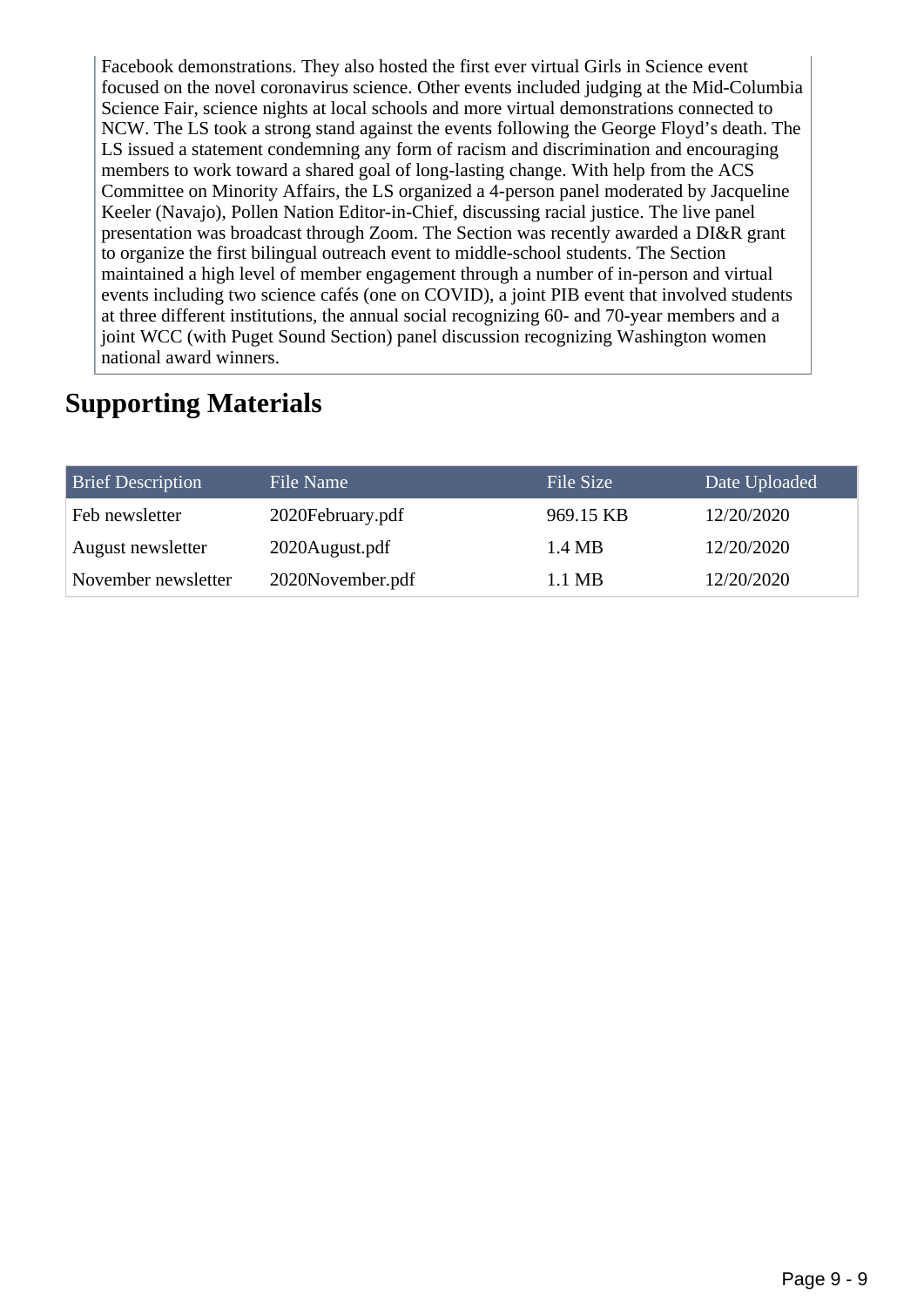Facebook demonstrations. They also hosted the first ever virtual Girls in Science event focused on the novel coronavirus science. Other events included judging at the Mid-Columbia Science Fair, science nights at local schools and more virtual demonstrations connected to NCW. The LS took a strong stand against the events following the George Floyd's death. The LS issued a statement condemning any form of racism and discrimination and encouraging members to work toward a shared goal of long-lasting change. With help from the ACS Committee on Minority Affairs, the LS organized a 4-person panel moderated by Jacqueline Keeler (Navajo), Pollen Nation Editor-in-Chief, discussing racial justice. The live panel presentation was broadcast through Zoom. The Section was recently awarded a DI&R grant to organize the first bilingual outreach event to middle-school students. The Section maintained a high level of member engagement through a number of in-person and virtual events including two science cafés (one on COVID), a joint PIB event that involved students at three different institutions, the annual social recognizing 60- and 70-year members and a joint WCC (with Puget Sound Section) panel discussion recognizing Washington women national award winners.

## Supporting Materials

| Brief Description | File Name | File Size | Date Uploaded |
|---|---|---|---|
| Feb newsletter | 2020February.pdf | 969.15 KB | 12/20/2020 |
| August newsletter | 2020August.pdf | 1.4 MB | 12/20/2020 |
| November newsletter | 2020November.pdf | 1.1 MB | 12/20/2020 |